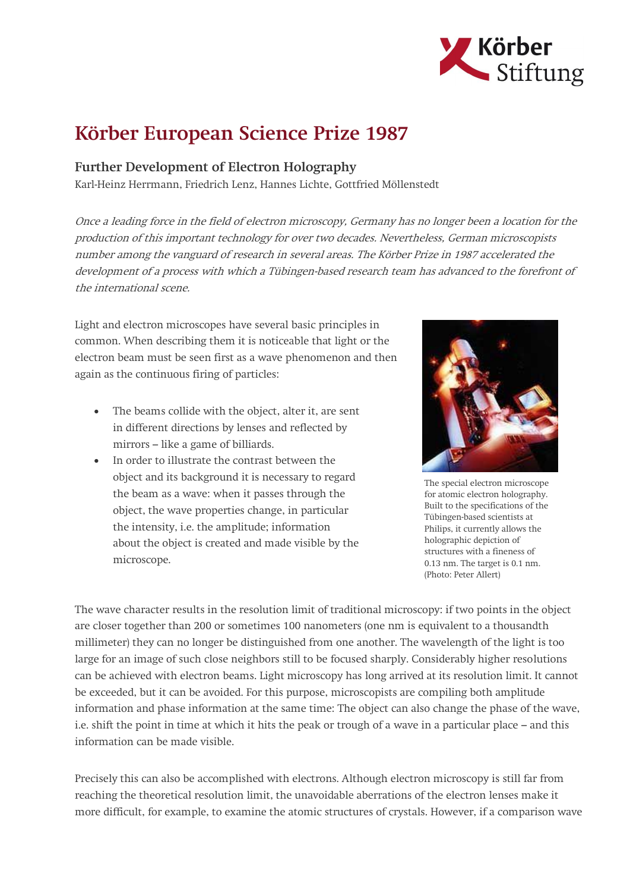# Körber European Science Prize 1987

## Further Development of Electron Holography

Karl-Heinz Herrmann, Friedrich Lenz, Hannes Lichte, Gottfried Möllenstedt

*Once a leading force in the field of electron microscopy, Germany has no longer been a location for the production of this important technology for over two decades. Nevertheless, German microscopists number among the vanguard of research in several areas. The Körber Prize in 1987 accelerated the development of a process with which a Tübingen-based research team has advanced to the forefront of the international scene.*

Light and electron microscopes have several basic principles in common. When describing them it is noticeable that light or the electron beam must be seen first as a wave phenomenon and then again as the continuous firing of particles:

- The beams collide with the object, alter it, are sent in different directions by lenses and reflected by mirrors – like a game of billiards.
- In order to illustrate the contrast between the object and its background it is necessary to regard the beam as a wave: when it passes through the object, the wave properties change, in particular the intensity, i.e. the amplitude; information about the object is created and made visible by the microscope.

The special electron microscope for atomic electron holography. Built to the specifications of the Tübingen-based scientists at Philips, it currently allows the holographic depiction of structures with a fineness of 0.13 nm. The target is 0.1 nm. (Photo: Peter Allert)

The wave character results in the resolution limit of traditional microscopy: if two points in the object are closer together than 200 or sometimes 100 nanometers (one nm is equivalent to a thousandth millimeter) they can no longer be distinguished from one another. The wavelength of the light is too large for an image of such close neighbors still to be focused sharply. Considerably higher resolutions can be achieved with electron beams. Light microscopy has long arrived at its resolution limit. It cannot be exceeded, but it can be avoided. For this purpose, microscopists are compiling both amplitude information and phase information at the same time: The object can also change the phase of the wave, i.e. shift the point in time at which it hits the peak or trough of a wave in a particular place – and this information can be made visible.

Precisely this can also be accomplished with electrons. Although electron microscopy is still far from reaching the theoretical resolution limit, the unavoidable aberrations of the electron lenses make it more difficult, for example, to examine the atomic structures of crystals. However, if a comparison wave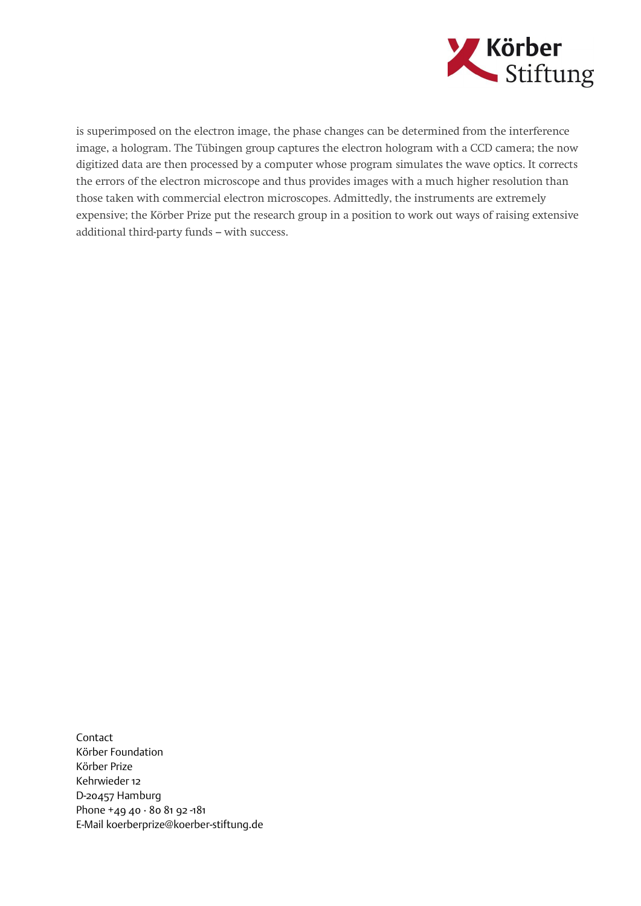is superimposed on the electron image, the phase changes can be determined from the interference image, a hologram. The Tübingen group captures the electron hologram with a CCD camera; the now digitized data are then processed by a computer whose program simulates the wave optics. It corrects the errors of the electron microscope and thus provides images with a much higher resolution than those taken with commercial electron microscopes. Admittedly, the instruments are extremely expensive; the Körber Prize put the research group in a position to work out ways of raising extensive additional third-party funds – with success.

Contact
Körber Foundation
Körber Prize
Kehrwieder 12
D-20457 Hamburg
Phone +49 40 · 80 81 92 -181
E-Mail koerberprize@koerber-stiftung.de